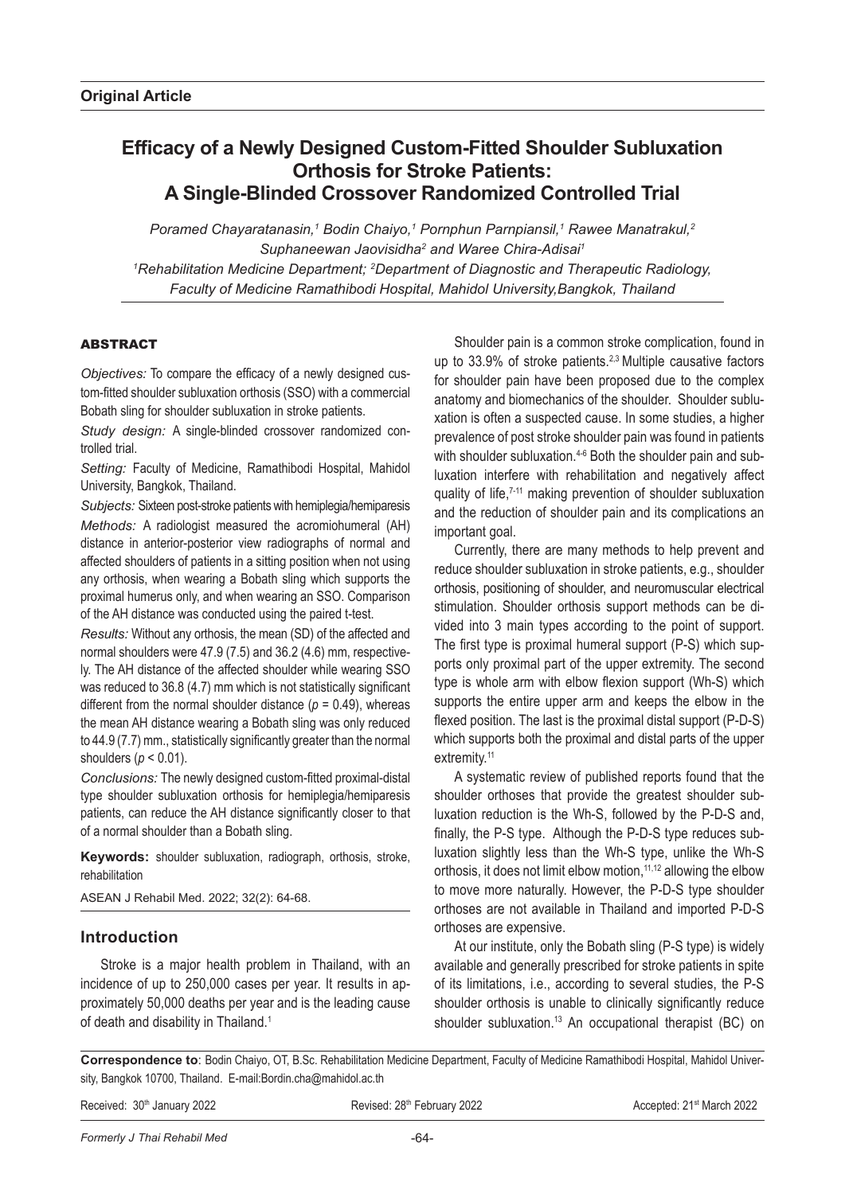**Original Article**

# Efficacy of a Newly Designed Custom-Fitted Shoulder Subluxation Orthosis for Stroke Patients: A Single-Blinded Crossover Randomized Controlled Trial

*Poramed Chayaratanasin,[1] Bodin Chaiyo,[1] Pornphun Parnpiansil,[1] Rawee Manatrakul,[2] Suphaneewan Jaovisidha[2] and Waree Chira-Adisai[1]*

*[1]Rehabilitation Medicine Department; [2]Department of Diagnostic and Therapeutic Radiology, Faculty of Medicine Ramathibodi Hospital, Mahidol University,Bangkok, Thailand*

## ABSTRACT

*Objectives:* To compare the efficacy of a newly designed custom-fitted shoulder subluxation orthosis (SSO) with a commercial Bobath sling for shoulder subluxation in stroke patients.

*Study design:* A single-blinded crossover randomized controlled trial.

*Setting:* Faculty of Medicine, Ramathibodi Hospital, Mahidol University, Bangkok, Thailand.

*Subjects:* Sixteen post-stroke patients with hemiplegia/hemiparesis

*Methods:* A radiologist measured the acromiohumeral (AH) distance in anterior-posterior view radiographs of normal and affected shoulders of patients in a sitting position when not using any orthosis, when wearing a Bobath sling which supports the proximal humerus only, and when wearing an SSO. Comparison of the AH distance was conducted using the paired t-test.

*Results:* Without any orthosis, the mean (SD) of the affected and normal shoulders were 47.9 (7.5) and 36.2 (4.6) mm, respectively. The AH distance of the affected shoulder while wearing SSO was reduced to 36.8 (4.7) mm which is not statistically significant different from the normal shoulder distance ($p$ = 0.49), whereas the mean AH distance wearing a Bobath sling was only reduced to 44.9 (7.7) mm., statistically significantly greater than the normal shoulders ($p$ < 0.01).

*Conclusions:* The newly designed custom-fitted proximal-distal type shoulder subluxation orthosis for hemiplegia/hemiparesis patients, can reduce the AH distance significantly closer to that of a normal shoulder than a Bobath sling.

**Keywords:** shoulder subluxation, radiograph, orthosis, stroke, rehabilitation

ASEAN J Rehabil Med. 2022; 32(2): 64-68.

## Introduction

Stroke is a major health problem in Thailand, with an incidence of up to 250,000 cases per year. It results in approximately 50,000 deaths per year and is the leading cause of death and disability in Thailand.[1]

Shoulder pain is a common stroke complication, found in up to 33.9% of stroke patients.[2,3] Multiple causative factors for shoulder pain have been proposed due to the complex anatomy and biomechanics of the shoulder. Shoulder subluxation is often a suspected cause. In some studies, a higher prevalence of post stroke shoulder pain was found in patients with shoulder subluxation.[4-6] Both the shoulder pain and subluxation interfere with rehabilitation and negatively affect quality of life,[7-11] making prevention of shoulder subluxation and the reduction of shoulder pain and its complications an important goal.

Currently, there are many methods to help prevent and reduce shoulder subluxation in stroke patients, e.g., shoulder orthosis, positioning of shoulder, and neuromuscular electrical stimulation. Shoulder orthosis support methods can be divided into 3 main types according to the point of support. The first type is proximal humeral support (P-S) which supports only proximal part of the upper extremity. The second type is whole arm with elbow flexion support (Wh-S) which supports the entire upper arm and keeps the elbow in the flexed position. The last is the proximal distal support (P-D-S) which supports both the proximal and distal parts of the upper extremity.[11]

A systematic review of published reports found that the shoulder orthoses that provide the greatest shoulder subluxation reduction is the Wh-S, followed by the P-D-S and, finally, the P-S type. Although the P-D-S type reduces subluxation slightly less than the Wh-S type, unlike the Wh-S orthosis, it does not limit elbow motion,[11,12] allowing the elbow to move more naturally. However, the P-D-S type shoulder orthoses are not available in Thailand and imported P-D-S orthoses are expensive.

At our institute, only the Bobath sling (P-S type) is widely available and generally prescribed for stroke patients in spite of its limitations, i.e., according to several studies, the P-S shoulder orthosis is unable to clinically significantly reduce shoulder subluxation.[13] An occupational therapist (BC) on

**Correspondence to**: Bodin Chaiyo, OT, B.Sc. Rehabilitation Medicine Department, Faculty of Medicine Ramathibodi Hospital, Mahidol University, Bangkok 10700, Thailand. E-mail:Bordin.cha@mahidol.ac.th

Received: 30th January 2022 Revised: 28th February 2022 Accepted: 21st March 2022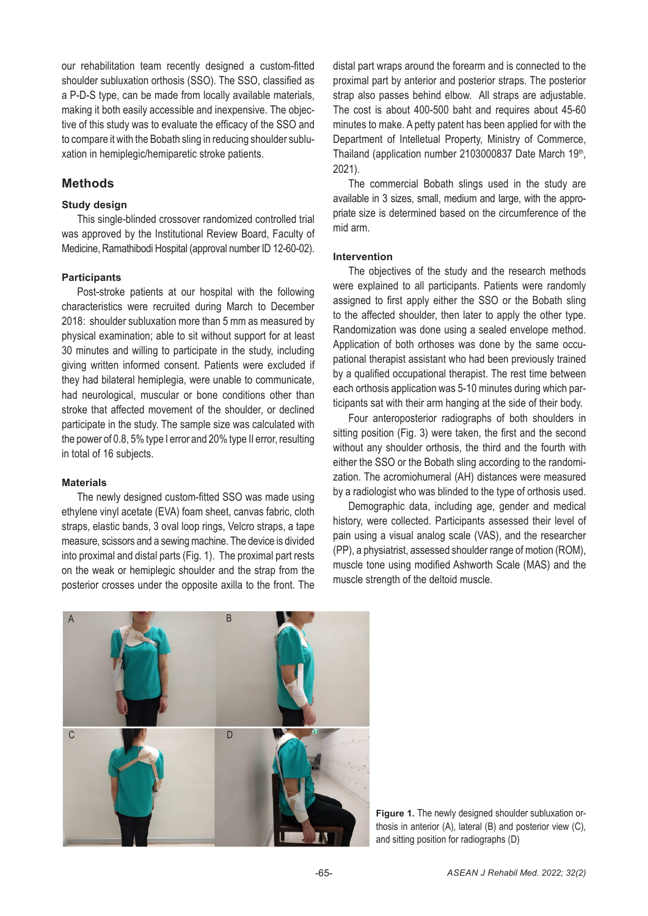our rehabilitation team recently designed a custom-fitted shoulder subluxation orthosis (SSO). The SSO, classified as a P-D-S type, can be made from locally available materials, making it both easily accessible and inexpensive. The objective of this study was to evaluate the efficacy of the SSO and to compare it with the Bobath sling in reducing shoulder subluxation in hemiplegic/hemiparetic stroke patients.

## Methods

### Study design

This single-blinded crossover randomized controlled trial was approved by the Institutional Review Board, Faculty of Medicine, Ramathibodi Hospital (approval number ID 12-60-02).

### Participants

Post-stroke patients at our hospital with the following characteristics were recruited during March to December 2018: shoulder subluxation more than 5 mm as measured by physical examination; able to sit without support for at least 30 minutes and willing to participate in the study, including giving written informed consent. Patients were excluded if they had bilateral hemiplegia, were unable to communicate, had neurological, muscular or bone conditions other than stroke that affected movement of the shoulder, or declined participate in the study. The sample size was calculated with the power of 0.8, 5% type I error and 20% type II error, resulting in total of 16 subjects.

### Materials

The newly designed custom-fitted SSO was made using ethylene vinyl acetate (EVA) foam sheet, canvas fabric, cloth straps, elastic bands, 3 oval loop rings, Velcro straps, a tape measure, scissors and a sewing machine. The device is divided into proximal and distal parts (Fig. 1). The proximal part rests on the weak or hemiplegic shoulder and the strap from the posterior crosses under the opposite axilla to the front. The distal part wraps around the forearm and is connected to the proximal part by anterior and posterior straps. The posterior strap also passes behind elbow. All straps are adjustable. The cost is about 400-500 baht and requires about 45-60 minutes to make. A petty patent has been applied for with the Department of Intelletual Property, Ministry of Commerce, Thailand (application number 2103000837 Date March 19th, 2021).

The commercial Bobath slings used in the study are available in 3 sizes, small, medium and large, with the appropriate size is determined based on the circumference of the mid arm.

### Intervention

The objectives of the study and the research methods were explained to all participants. Patients were randomly assigned to first apply either the SSO or the Bobath sling to the affected shoulder, then later to apply the other type. Randomization was done using a sealed envelope method. Application of both orthoses was done by the same occupational therapist assistant who had been previously trained by a qualified occupational therapist. The rest time between each orthosis application was 5-10 minutes during which participants sat with their arm hanging at the side of their body.

Four anteroposterior radiographs of both shoulders in sitting position (Fig. 3) were taken, the first and the second without any shoulder orthosis, the third and the fourth with either the SSO or the Bobath sling according to the randomization. The acromiohumeral (AH) distances were measured by a radiologist who was blinded to the type of orthosis used.

Demographic data, including age, gender and medical history, were collected. Participants assessed their level of pain using a visual analog scale (VAS), and the researcher (PP), a physiatrist, assessed shoulder range of motion (ROM), muscle tone using modified Ashworth Scale (MAS) and the muscle strength of the deltoid muscle.

**Figure 1.** The newly designed shoulder subluxation orthosis in anterior (A), lateral (B) and posterior view (C), and sitting position for radiographs (D)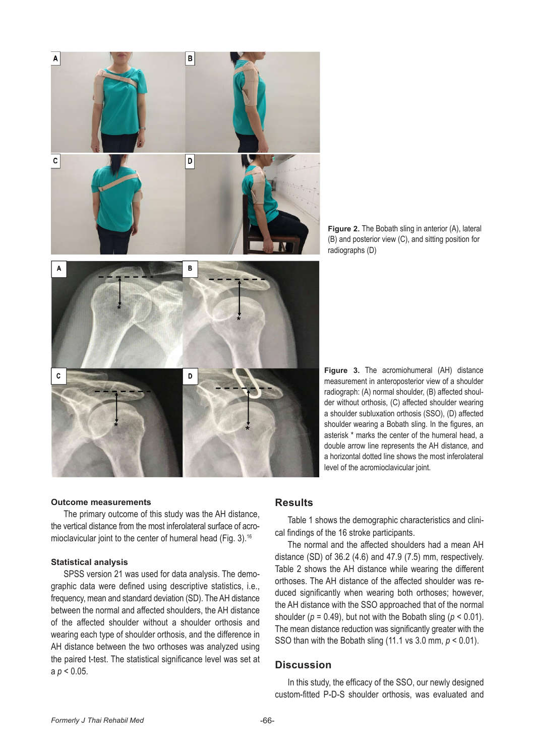Figure 2. The Bobath sling in anterior (A), lateral (B) and posterior view (C), and sitting position for radiographs (D)

Figure 3. The acromiohumeral (AH) distance measurement in anteroposterior view of a shoulder radiograph: (A) normal shoulder, (B) affected shoulder without orthosis, (C) affected shoulder wearing a shoulder subluxation orthosis (SSO), (D) affected shoulder wearing a Bobath sling. In the figures, an asterisk * marks the center of the humeral head, a double arrow line represents the AH distance, and a horizontal dotted line shows the most inferolateral level of the acromioclavicular joint.

### Outcome measurements

The primary outcome of this study was the AH distance, the vertical distance from the most inferolateral surface of acromioclavicular joint to the center of humeral head (Fig. 3).[16]

### Statistical analysis

SPSS version 21 was used for data analysis. The demographic data were defined using descriptive statistics, i.e., frequency, mean and standard deviation (SD). The AH distance between the normal and affected shoulders, the AH distance of the affected shoulder without a shoulder orthosis and wearing each type of shoulder orthosis, and the difference in AH distance between the two orthoses was analyzed using the paired t-test. The statistical significance level was set at a $p < 0.05$.

## Results

Table 1 shows the demographic characteristics and clinical findings of the 16 stroke participants.

The normal and the affected shoulders had a mean AH distance (SD) of 36.2 (4.6) and 47.9 (7.5) mm, respectively. Table 2 shows the AH distance while wearing the different orthoses. The AH distance of the affected shoulder was reduced significantly when wearing both orthoses; however, the AH distance with the SSO approached that of the normal shoulder ($p = 0.49$), but not with the Bobath sling ($p < 0.01$). The mean distance reduction was significantly greater with the SSO than with the Bobath sling (11.1 vs 3.0 mm, $p < 0.01$).

## Discussion

In this study, the efficacy of the SSO, our newly designed custom-fitted P-D-S shoulder orthosis, was evaluated and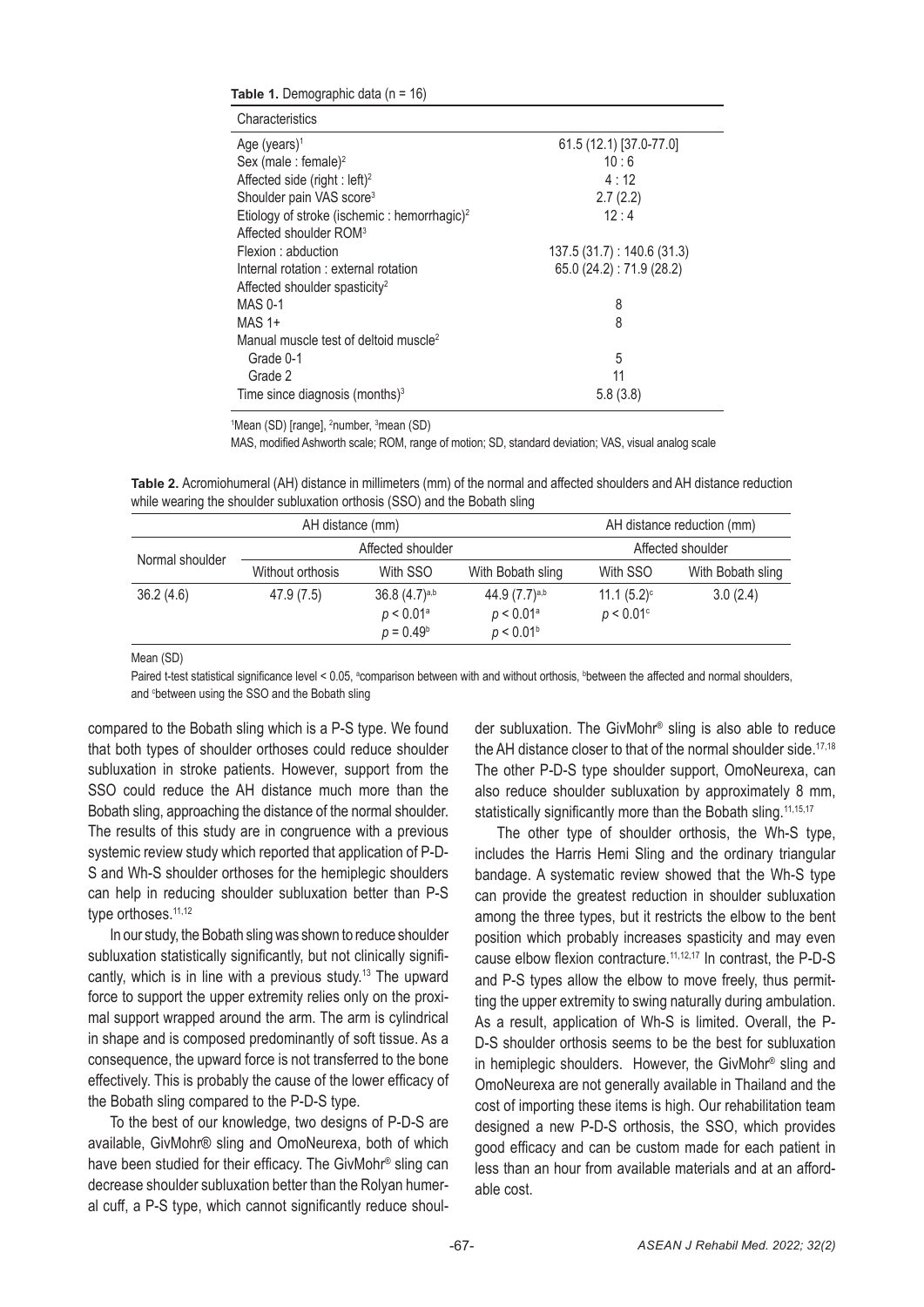**Table 1.** Demographic data (n = 16)

| Characteristics | |
|---|---|
| Age (years)[1] | 61.5 (12.1) [37.0-77.0] |
| Sex (male : female)[2] | 10 : 6 |
| Affected side (right : left)[2] | 4 : 12 |
| Shoulder pain VAS score[3] | 2.7 (2.2) |
| Etiology of stroke (ischemic : hemorrhagic)[2] | 12 : 4 |
| Affected shoulder ROM[3] | |
| Flexion : abduction | 137.5 (31.7) : 140.6 (31.3) |
| Internal rotation : external rotation | 65.0 (24.2) : 71.9 (28.2) |
| Affected shoulder spasticity[2] | |
| MAS 0-1 | 8 |
| MAS 1+ | 8 |
| Manual muscle test of deltoid muscle[2] | |
| Grade 0-1 | 5 |
| Grade 2 | 11 |
| Time since diagnosis (months)[3] | 5.8 (3.8) |

[1]Mean (SD) [range], [2]number, [3]mean (SD)

MAS, modified Ashworth scale; ROM, range of motion; SD, standard deviation; VAS, visual analog scale

**Table 2.** Acromiohumeral (AH) distance in millimeters (mm) of the normal and affected shoulders and AH distance reduction while wearing the shoulder subluxation orthosis (SSO) and the Bobath sling

| AH distance (mm) | | | | AH distance reduction (mm) | |
|---|---|---|---|---|---|
| Normal shoulder | Affected shoulder | | | Affected shoulder | |
| | Without orthosis | With SSO | With Bobath sling | With SSO | With Bobath sling |
| 36.2 (4.6) | 47.9 (7.5) | 36.8 (4.7)[a,b] $p < 0.01$[a] $p = 0.49$[b] | 44.9 (7.7)[a,b] $p < 0.01$[a] $p < 0.01$[b] | 11.1 (5.2)[c] $p < 0.01$[c] | 3.0 (2.4) |

Mean (SD)

Paired t-test statistical significance level < 0.05, [a]comparison between with and without orthosis, [b]between the affected and normal shoulders, and [c]between using the SSO and the Bobath sling

compared to the Bobath sling which is a P-S type. We found that both types of shoulder orthoses could reduce shoulder subluxation in stroke patients. However, support from the SSO could reduce the AH distance much more than the Bobath sling, approaching the distance of the normal shoulder. The results of this study are in congruence with a previous systemic review study which reported that application of P-D-S and Wh-S shoulder orthoses for the hemiplegic shoulders can help in reducing shoulder subluxation better than P-S type orthoses.[11,12]

In our study, the Bobath sling was shown to reduce shoulder subluxation statistically significantly, but not clinically significantly, which is in line with a previous study.[13] The upward force to support the upper extremity relies only on the proximal support wrapped around the arm. The arm is cylindrical in shape and is composed predominantly of soft tissue. As a consequence, the upward force is not transferred to the bone effectively. This is probably the cause of the lower efficacy of the Bobath sling compared to the P-D-S type.

To the best of our knowledge, two designs of P-D-S are available, GivMohr® sling and OmoNeurexa, both of which have been studied for their efficacy. The GivMohr® sling can decrease shoulder subluxation better than the Rolyan humeral cuff, a P-S type, which cannot significantly reduce shoulder subluxation. The GivMohr® sling is also able to reduce the AH distance closer to that of the normal shoulder side.[17,18] The other P-D-S type shoulder support, OmoNeurexa, can also reduce shoulder subluxation by approximately 8 mm, statistically significantly more than the Bobath sling.[11,15,17]

The other type of shoulder orthosis, the Wh-S type, includes the Harris Hemi Sling and the ordinary triangular bandage. A systematic review showed that the Wh-S type can provide the greatest reduction in shoulder subluxation among the three types, but it restricts the elbow to the bent position which probably increases spasticity and may even cause elbow flexion contracture.[11,12,17] In contrast, the P-D-S and P-S types allow the elbow to move freely, thus permitting the upper extremity to swing naturally during ambulation. As a result, application of Wh-S is limited. Overall, the P-D-S shoulder orthosis seems to be the best for subluxation in hemiplegic shoulders. However, the GivMohr® sling and OmoNeurexa are not generally available in Thailand and the cost of importing these items is high. Our rehabilitation team designed a new P-D-S orthosis, the SSO, which provides good efficacy and can be custom made for each patient in less than an hour from available materials and at an affordable cost.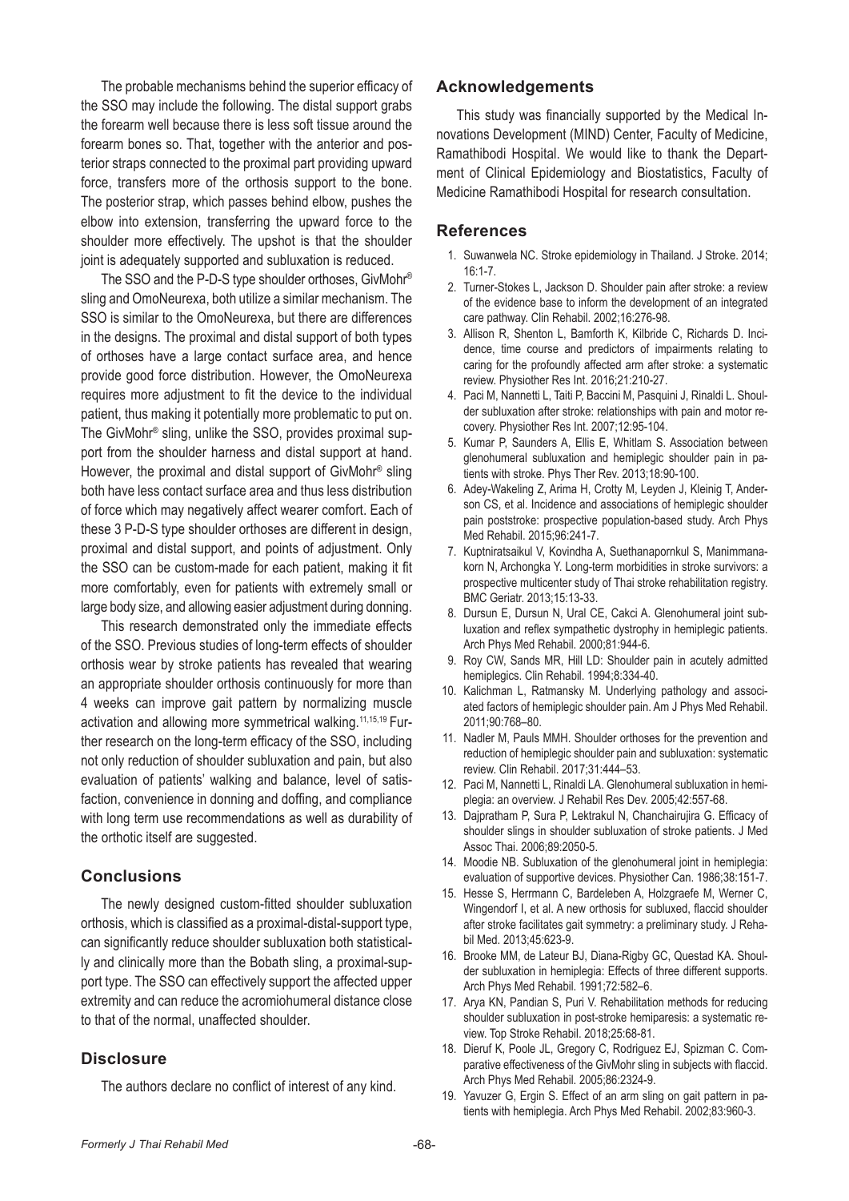The probable mechanisms behind the superior efficacy of the SSO may include the following. The distal support grabs the forearm well because there is less soft tissue around the forearm bones so. That, together with the anterior and posterior straps connected to the proximal part providing upward force, transfers more of the orthosis support to the bone. The posterior strap, which passes behind elbow, pushes the elbow into extension, transferring the upward force to the shoulder more effectively. The upshot is that the shoulder joint is adequately supported and subluxation is reduced.

The SSO and the P-D-S type shoulder orthoses, GivMohr® sling and OmoNeurexa, both utilize a similar mechanism. The SSO is similar to the OmoNeurexa, but there are differences in the designs. The proximal and distal support of both types of orthoses have a large contact surface area, and hence provide good force distribution. However, the OmoNeurexa requires more adjustment to fit the device to the individual patient, thus making it potentially more problematic to put on. The GivMohr® sling, unlike the SSO, provides proximal support from the shoulder harness and distal support at hand. However, the proximal and distal support of GivMohr® sling both have less contact surface area and thus less distribution of force which may negatively affect wearer comfort. Each of these 3 P-D-S type shoulder orthoses are different in design, proximal and distal support, and points of adjustment. Only the SSO can be custom-made for each patient, making it fit more comfortably, even for patients with extremely small or large body size, and allowing easier adjustment during donning.

This research demonstrated only the immediate effects of the SSO. Previous studies of long-term effects of shoulder orthosis wear by stroke patients has revealed that wearing an appropriate shoulder orthosis continuously for more than 4 weeks can improve gait pattern by normalizing muscle activation and allowing more symmetrical walking.[11,15,19] Further research on the long-term efficacy of the SSO, including not only reduction of shoulder subluxation and pain, but also evaluation of patients' walking and balance, level of satisfaction, convenience in donning and doffing, and compliance with long term use recommendations as well as durability of the orthotic itself are suggested.

## Conclusions

The newly designed custom-fitted shoulder subluxation orthosis, which is classified as a proximal-distal-support type, can significantly reduce shoulder subluxation both statistically and clinically more than the Bobath sling, a proximal-support type. The SSO can effectively support the affected upper extremity and can reduce the acromiohumeral distance close to that of the normal, unaffected shoulder.

## Disclosure

The authors declare no conflict of interest of any kind.

## Acknowledgements

This study was financially supported by the Medical Innovations Development (MIND) Center, Faculty of Medicine, Ramathibodi Hospital. We would like to thank the Department of Clinical Epidemiology and Biostatistics, Faculty of Medicine Ramathibodi Hospital for research consultation.

## References

1. Suwanwela NC. Stroke epidemiology in Thailand. J Stroke. 2014; 16:1-7.
2. Turner-Stokes L, Jackson D. Shoulder pain after stroke: a review of the evidence base to inform the development of an integrated care pathway. Clin Rehabil. 2002;16:276-98.
3. Allison R, Shenton L, Bamforth K, Kilbride C, Richards D. Incidence, time course and predictors of impairments relating to caring for the profoundly affected arm after stroke: a systematic review. Physiother Res Int. 2016;21:210-27.
4. Paci M, Nannetti L, Taiti P, Baccini M, Pasquini J, Rinaldi L. Shoulder subluxation after stroke: relationships with pain and motor recovery. Physiother Res Int. 2007;12:95-104.
5. Kumar P, Saunders A, Ellis E, Whitlam S. Association between glenohumeral subluxation and hemiplegic shoulder pain in patients with stroke. Phys Ther Rev. 2013;18:90-100.
6. Adey-Wakeling Z, Arima H, Crotty M, Leyden J, Kleinig T, Anderson CS, et al. Incidence and associations of hemiplegic shoulder pain poststroke: prospective population-based study. Arch Phys Med Rehabil. 2015;96:241-7.
7. Kuptniratsaikul V, Kovindha A, Suethanapornkul S, Manimmanakorn N, Archongka Y. Long-term morbidities in stroke survivors: a prospective multicenter study of Thai stroke rehabilitation registry. BMC Geriatr. 2013;15:13-33.
8. Dursun E, Dursun N, Ural CE, Cakci A. Glenohumeral joint subluxation and reflex sympathetic dystrophy in hemiplegic patients. Arch Phys Med Rehabil. 2000;81:944-6.
9. Roy CW, Sands MR, Hill LD: Shoulder pain in acutely admitted hemiplegics. Clin Rehabil. 1994;8:334-40.
10. Kalichman L, Ratmansky M. Underlying pathology and associated factors of hemiplegic shoulder pain. Am J Phys Med Rehabil. 2011;90:768–80.
11. Nadler M, Pauls MMH. Shoulder orthoses for the prevention and reduction of hemiplegic shoulder pain and subluxation: systematic review. Clin Rehabil. 2017;31:444–53.
12. Paci M, Nannetti L, Rinaldi LA. Glenohumeral subluxation in hemiplegia: an overview. J Rehabil Res Dev. 2005;42:557-68.
13. Dajpratham P, Sura P, Lektrakul N, Chanchairujira G. Efficacy of shoulder slings in shoulder subluxation of stroke patients. J Med Assoc Thai. 2006;89:2050-5.
14. Moodie NB. Subluxation of the glenohumeral joint in hemiplegia: evaluation of supportive devices. Physiother Can. 1986;38:151-7.
15. Hesse S, Herrmann C, Bardeleben A, Holzgraefe M, Werner C, Wingendorf I, et al. A new orthosis for subluxed, flaccid shoulder after stroke facilitates gait symmetry: a preliminary study. J Rehabil Med. 2013;45:623-9.
16. Brooke MM, de Lateur BJ, Diana-Rigby GC, Questad KA. Shoulder subluxation in hemiplegia: Effects of three different supports. Arch Phys Med Rehabil. 1991;72:582–6.
17. Arya KN, Pandian S, Puri V. Rehabilitation methods for reducing shoulder subluxation in post-stroke hemiparesis: a systematic review. Top Stroke Rehabil. 2018;25:68-81.
18. Dieruf K, Poole JL, Gregory C, Rodriguez EJ, Spizman C. Comparative effectiveness of the GivMohr sling in subjects with flaccid. Arch Phys Med Rehabil. 2005;86:2324-9.
19. Yavuzer G, Ergin S. Effect of an arm sling on gait pattern in patients with hemiplegia. Arch Phys Med Rehabil. 2002;83:960-3.